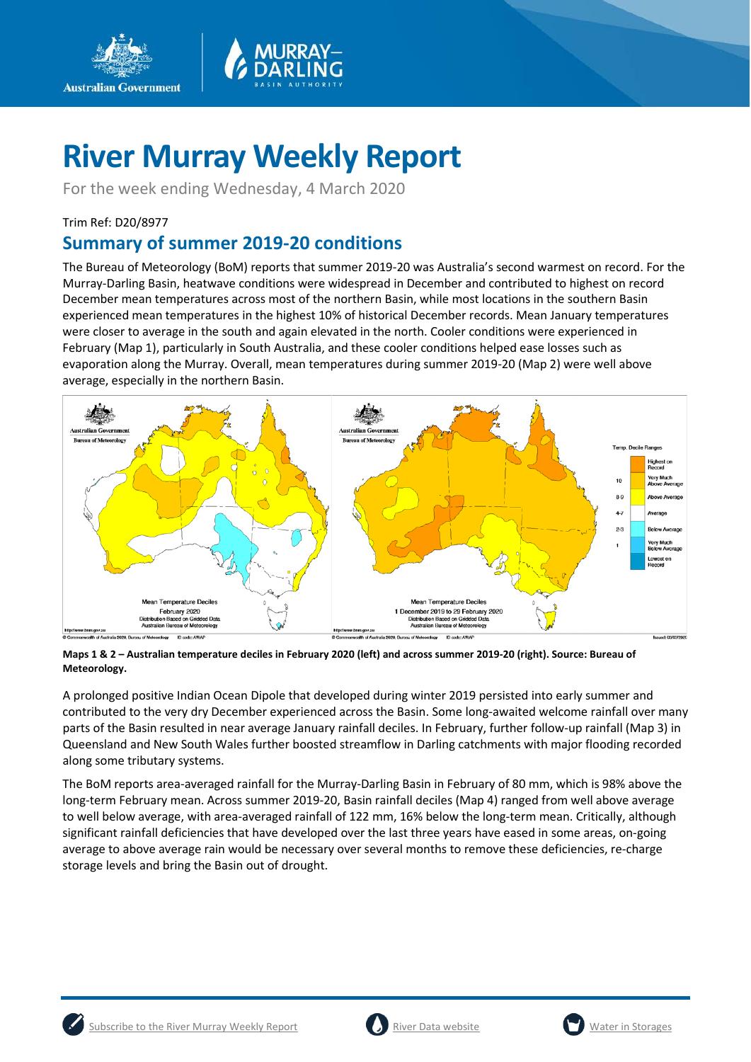# River Murray Weekly Report

For the week ending Wednesday, 4 March 2020

Trim Ref: D20/8977

## Summary of summer 2019-20 conditions

The Bureau of Meteorology (BoM) reports that summer 2019-20 was Australia's second warmest on record. For the Murray-Darling Basin, heatwave conditions were widespread in December and contributed to highest on record December mean temperatures across most of the northern Basin, while most locations in the southern Basin experienced mean temperatures in the highest 10% of historical December records. Mean January temperatures were closer to average in the south and again elevated in the north. Cooler conditions were experienced in February (Map 1), particularly in South Australia, and these cooler conditions helped ease losses such as evaporation along the Murray. Overall, mean temperatures during summer 2019-20 (Map 2) were well above average, especially in the northern Basin.

**Maps 1 & 2 – Australian temperature deciles in February 2020 (left) and across summer 2019-20 (right). Source: Bureau of Meteorology.**

A prolonged positive Indian Ocean Dipole that developed during winter 2019 persisted into early summer and contributed to the very dry December experienced across the Basin. Some long-awaited welcome rainfall over many parts of the Basin resulted in near average January rainfall deciles. In February, further follow-up rainfall (Map 3) in Queensland and New South Wales further boosted streamflow in Darling catchments with major flooding recorded along some tributary systems.

The BoM reports area-averaged rainfall for the Murray-Darling Basin in February of 80 mm, which is 98% above the long-term February mean. Across summer 2019-20, Basin rainfall deciles (Map 4) ranged from well above average to well below average, with area-averaged rainfall of 122 mm, 16% below the long-term mean. Critically, although significant rainfall deficiencies that have developed over the last three years have eased in some areas, on-going average to above average rain would be necessary over several months to remove these deficiencies, re-charge storage levels and bring the Basin out of drought.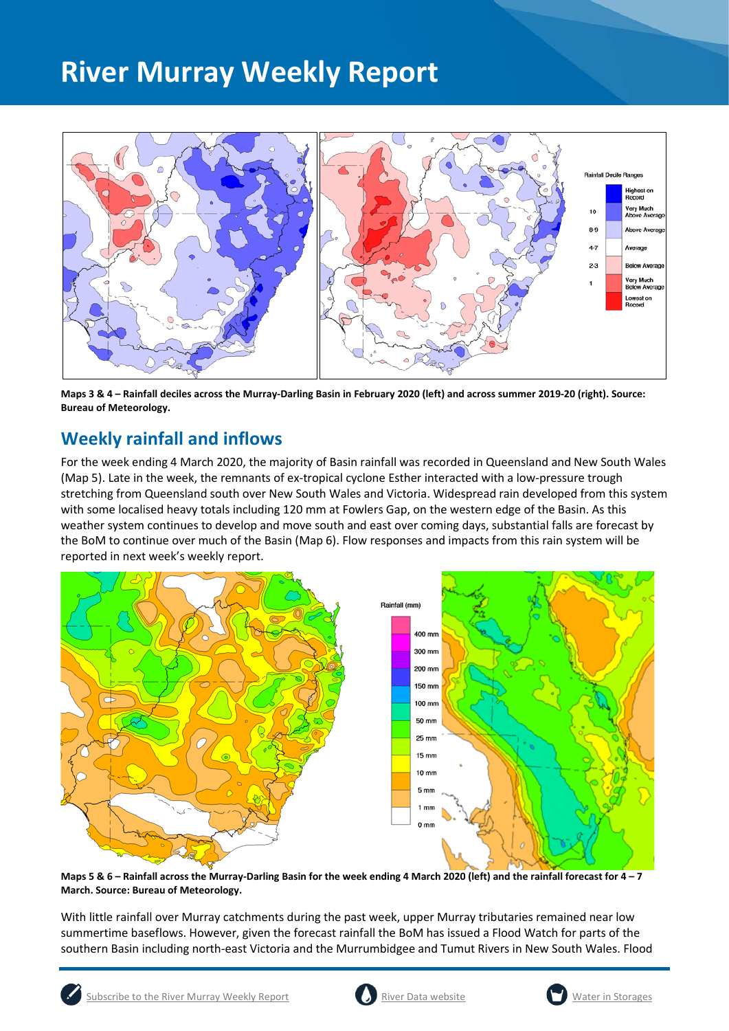# River Murray Weekly Report

**Maps 3 & 4 – Rainfall deciles across the Murray-Darling Basin in February 2020 (left) and across summer 2019-20 (right). Source: Bureau of Meteorology.**

## Weekly rainfall and inflows

For the week ending 4 March 2020, the majority of Basin rainfall was recorded in Queensland and New South Wales (Map 5). Late in the week, the remnants of ex-tropical cyclone Esther interacted with a low-pressure trough stretching from Queensland south over New South Wales and Victoria. Widespread rain developed from this system with some localised heavy totals including 120 mm at Fowlers Gap, on the western edge of the Basin. As this weather system continues to develop and move south and east over coming days, substantial falls are forecast by the BoM to continue over much of the Basin (Map 6). Flow responses and impacts from this rain system will be reported in next week's weekly report.

**Maps 5 & 6 – Rainfall across the Murray-Darling Basin for the week ending 4 March 2020 (left) and the rainfall forecast for 4 – 7 March. Source: Bureau of Meteorology.**

With little rainfall over Murray catchments during the past week, upper Murray tributaries remained near low summertime baseflows. However, given the forecast rainfall the BoM has issued a Flood Watch for parts of the southern Basin including north-east Victoria and the Murrumbidgee and Tumut Rivers in New South Wales. Flood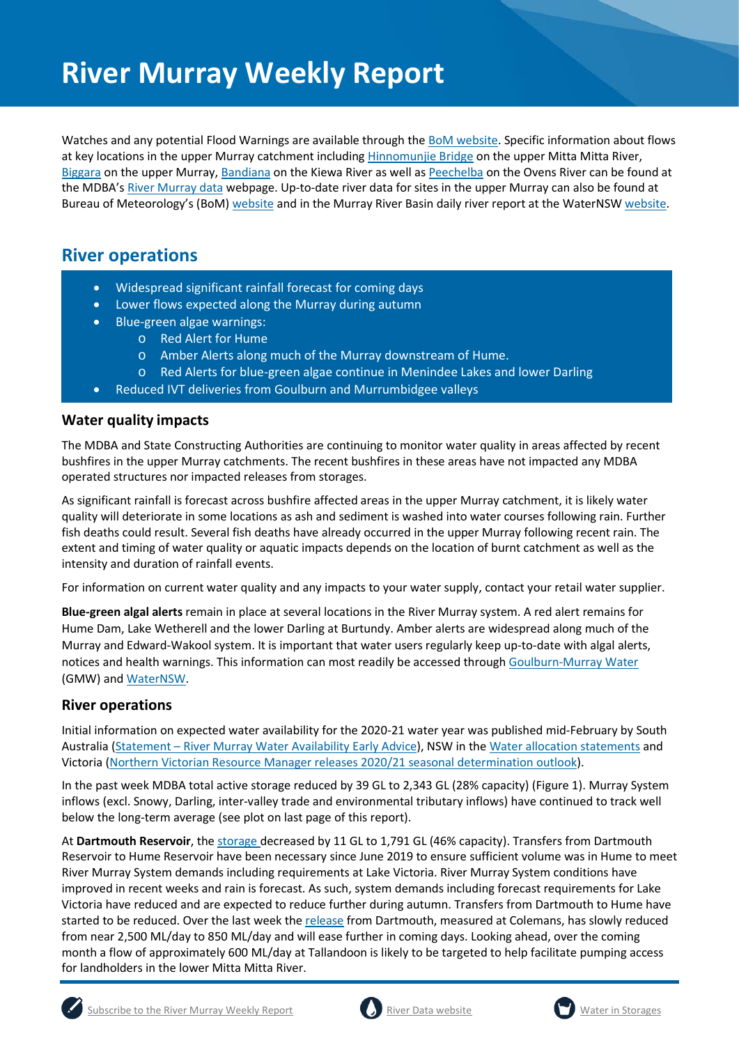# River Murray Weekly Report

Watches and any potential Flood Warnings are available through the BoM website. Specific information about flows at key locations in the upper Murray catchment including Hinnomunjie Bridge on the upper Mitta Mitta River, Biggara on the upper Murray, Bandiana on the Kiewa River as well as Peechelba on the Ovens River can be found at the MDBA's River Murray data webpage. Up-to-date river data for sites in the upper Murray can also be found at Bureau of Meteorology's (BoM) website and in the Murray River Basin daily river report at the WaterNSW website.

## River operations

- Widespread significant rainfall forecast for coming days
- Lower flows expected along the Murray during autumn
- Blue-green algae warnings:
    - Red Alert for Hume
    - Amber Alerts along much of the Murray downstream of Hume.
    - Red Alerts for blue-green algae continue in Menindee Lakes and lower Darling
- Reduced IVT deliveries from Goulburn and Murrumbidgee valleys

### Water quality impacts

The MDBA and State Constructing Authorities are continuing to monitor water quality in areas affected by recent bushfires in the upper Murray catchments. The recent bushfires in these areas have not impacted any MDBA operated structures nor impacted releases from storages.

As significant rainfall is forecast across bushfire affected areas in the upper Murray catchment, it is likely water quality will deteriorate in some locations as ash and sediment is washed into water courses following rain. Further fish deaths could result. Several fish deaths have already occurred in the upper Murray following recent rain. The extent and timing of water quality or aquatic impacts depends on the location of burnt catchment as well as the intensity and duration of rainfall events.

For information on current water quality and any impacts to your water supply, contact your retail water supplier.

**Blue-green algal alerts** remain in place at several locations in the River Murray system. A red alert remains for Hume Dam, Lake Wetherell and the lower Darling at Burtundy. Amber alerts are widespread along much of the Murray and Edward-Wakool system. It is important that water users regularly keep up-to-date with algal alerts, notices and health warnings. This information can most readily be accessed through Goulburn-Murray Water (GMW) and WaterNSW.

### River operations

Initial information on expected water availability for the 2020-21 water year was published mid-February by South Australia (Statement – River Murray Water Availability Early Advice), NSW in the Water allocation statements and Victoria (Northern Victorian Resource Manager releases 2020/21 seasonal determination outlook).

In the past week MDBA total active storage reduced by 39 GL to 2,343 GL (28% capacity) (Figure 1). Murray System inflows (excl. Snowy, Darling, inter-valley trade and environmental tributary inflows) have continued to track well below the long-term average (see plot on last page of this report).

At **Dartmouth Reservoir**, the storage decreased by 11 GL to 1,791 GL (46% capacity). Transfers from Dartmouth Reservoir to Hume Reservoir have been necessary since June 2019 to ensure sufficient volume was in Hume to meet River Murray System demands including requirements at Lake Victoria. River Murray System conditions have improved in recent weeks and rain is forecast. As such, system demands including forecast requirements for Lake Victoria have reduced and are expected to reduce further during autumn. Transfers from Dartmouth to Hume have started to be reduced. Over the last week the release from Dartmouth, measured at Colemans, has slowly reduced from near 2,500 ML/day to 850 ML/day and will ease further in coming days. Looking ahead, over the coming month a flow of approximately 600 ML/day at Tallandoon is likely to be targeted to help facilitate pumping access for landholders in the lower Mitta Mitta River.

Subscribe to the River Murray Weekly Report | River Data website | Water in Storages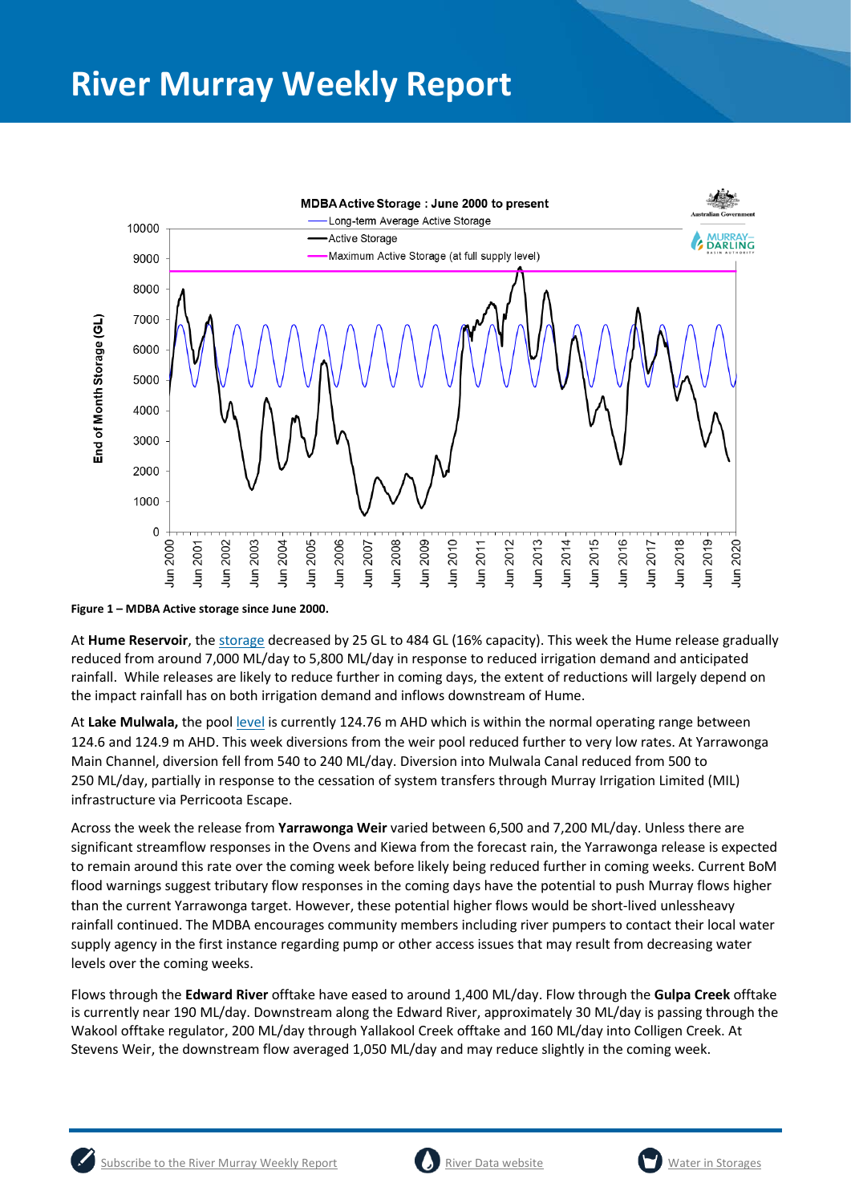# River Murray Weekly Report

Figure 1 – MDBA Active storage since June 2000.

At **Hume Reservoir**, the storage decreased by 25 GL to 484 GL (16% capacity). This week the Hume release gradually reduced from around 7,000 ML/day to 5,800 ML/day in response to reduced irrigation demand and anticipated rainfall. While releases are likely to reduce further in coming days, the extent of reductions will largely depend on the impact rainfall has on both irrigation demand and inflows downstream of Hume.

At **Lake Mulwala,** the pool level is currently 124.76 m AHD which is within the normal operating range between 124.6 and 124.9 m AHD. This week diversions from the weir pool reduced further to very low rates. At Yarrawonga Main Channel, diversion fell from 540 to 240 ML/day. Diversion into Mulwala Canal reduced from 500 to 250 ML/day, partially in response to the cessation of system transfers through Murray Irrigation Limited (MIL) infrastructure via Perricoota Escape.

Across the week the release from **Yarrawonga Weir** varied between 6,500 and 7,200 ML/day. Unless there are significant streamflow responses in the Ovens and Kiewa from the forecast rain, the Yarrawonga release is expected to remain around this rate over the coming week before likely being reduced further in coming weeks. Current BoM flood warnings suggest tributary flow responses in the coming days have the potential to push Murray flows higher than the current Yarrawonga target. However, these potential higher flows would be short-lived unlessheavy rainfall continued. The MDBA encourages community members including river pumpers to contact their local water supply agency in the first instance regarding pump or other access issues that may result from decreasing water levels over the coming weeks.

Flows through the **Edward River** offtake have eased to around 1,400 ML/day. Flow through the **Gulpa Creek** offtake is currently near 190 ML/day. Downstream along the Edward River, approximately 30 ML/day is passing through the Wakool offtake regulator, 200 ML/day through Yallakool Creek offtake and 160 ML/day into Colligen Creek. At Stevens Weir, the downstream flow averaged 1,050 ML/day and may reduce slightly in the coming week.

Subscribe to the River Murray Weekly Report | River Data website | Water in Storages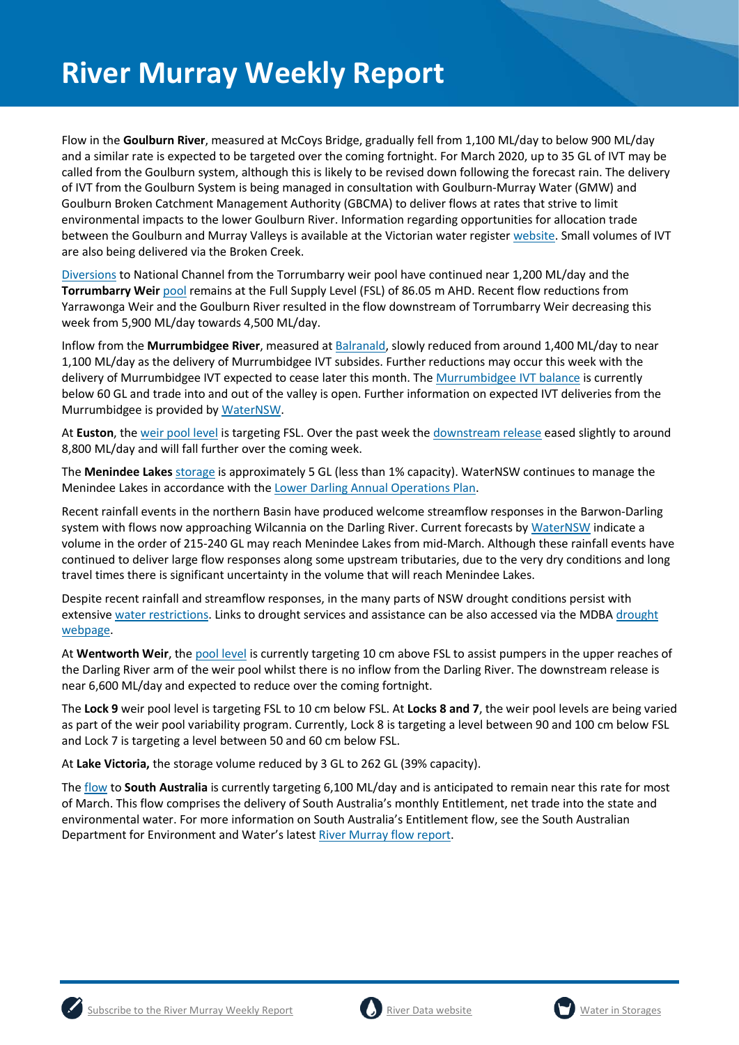# River Murray Weekly Report

Flow in the **Goulburn River**, measured at McCoys Bridge, gradually fell from 1,100 ML/day to below 900 ML/day and a similar rate is expected to be targeted over the coming fortnight. For March 2020, up to 35 GL of IVT may be called from the Goulburn system, although this is likely to be revised down following the forecast rain. The delivery of IVT from the Goulburn System is being managed in consultation with Goulburn-Murray Water (GMW) and Goulburn Broken Catchment Management Authority (GBCMA) to deliver flows at rates that strive to limit environmental impacts to the lower Goulburn River. Information regarding opportunities for allocation trade between the Goulburn and Murray Valleys is available at the Victorian water register website. Small volumes of IVT are also being delivered via the Broken Creek.

Diversions to National Channel from the Torrumbarry weir pool have continued near 1,200 ML/day and the **Torrumbarry Weir** pool remains at the Full Supply Level (FSL) of 86.05 m AHD. Recent flow reductions from Yarrawonga Weir and the Goulburn River resulted in the flow downstream of Torrumbarry Weir decreasing this week from 5,900 ML/day towards 4,500 ML/day.

Inflow from the **Murrumbidgee River**, measured at Balranald, slowly reduced from around 1,400 ML/day to near 1,100 ML/day as the delivery of Murrumbidgee IVT subsides. Further reductions may occur this week with the delivery of Murrumbidgee IVT expected to cease later this month. The Murrumbidgee IVT balance is currently below 60 GL and trade into and out of the valley is open. Further information on expected IVT deliveries from the Murrumbidgee is provided by WaterNSW.

At **Euston**, the weir pool level is targeting FSL. Over the past week the downstream release eased slightly to around 8,800 ML/day and will fall further over the coming week.

The **Menindee Lakes** storage is approximately 5 GL (less than 1% capacity). WaterNSW continues to manage the Menindee Lakes in accordance with the Lower Darling Annual Operations Plan.

Recent rainfall events in the northern Basin have produced welcome streamflow responses in the Barwon-Darling system with flows now approaching Wilcannia on the Darling River. Current forecasts by WaterNSW indicate a volume in the order of 215-240 GL may reach Menindee Lakes from mid-March. Although these rainfall events have continued to deliver large flow responses along some upstream tributaries, due to the very dry conditions and long travel times there is significant uncertainty in the volume that will reach Menindee Lakes.

Despite recent rainfall and streamflow responses, in the many parts of NSW drought conditions persist with extensive water restrictions. Links to drought services and assistance can be also accessed via the MDBA drought webpage.

At **Wentworth Weir**, the pool level is currently targeting 10 cm above FSL to assist pumpers in the upper reaches of the Darling River arm of the weir pool whilst there is no inflow from the Darling River. The downstream release is near 6,600 ML/day and expected to reduce over the coming fortnight.

The **Lock 9** weir pool level is targeting FSL to 10 cm below FSL. At **Locks 8 and 7**, the weir pool levels are being varied as part of the weir pool variability program. Currently, Lock 8 is targeting a level between 90 and 100 cm below FSL and Lock 7 is targeting a level between 50 and 60 cm below FSL.

At **Lake Victoria,** the storage volume reduced by 3 GL to 262 GL (39% capacity).

The flow to **South Australia** is currently targeting 6,100 ML/day and is anticipated to remain near this rate for most of March. This flow comprises the delivery of South Australia's monthly Entitlement, net trade into the state and environmental water. For more information on South Australia's Entitlement flow, see the South Australian Department for Environment and Water's latest River Murray flow report.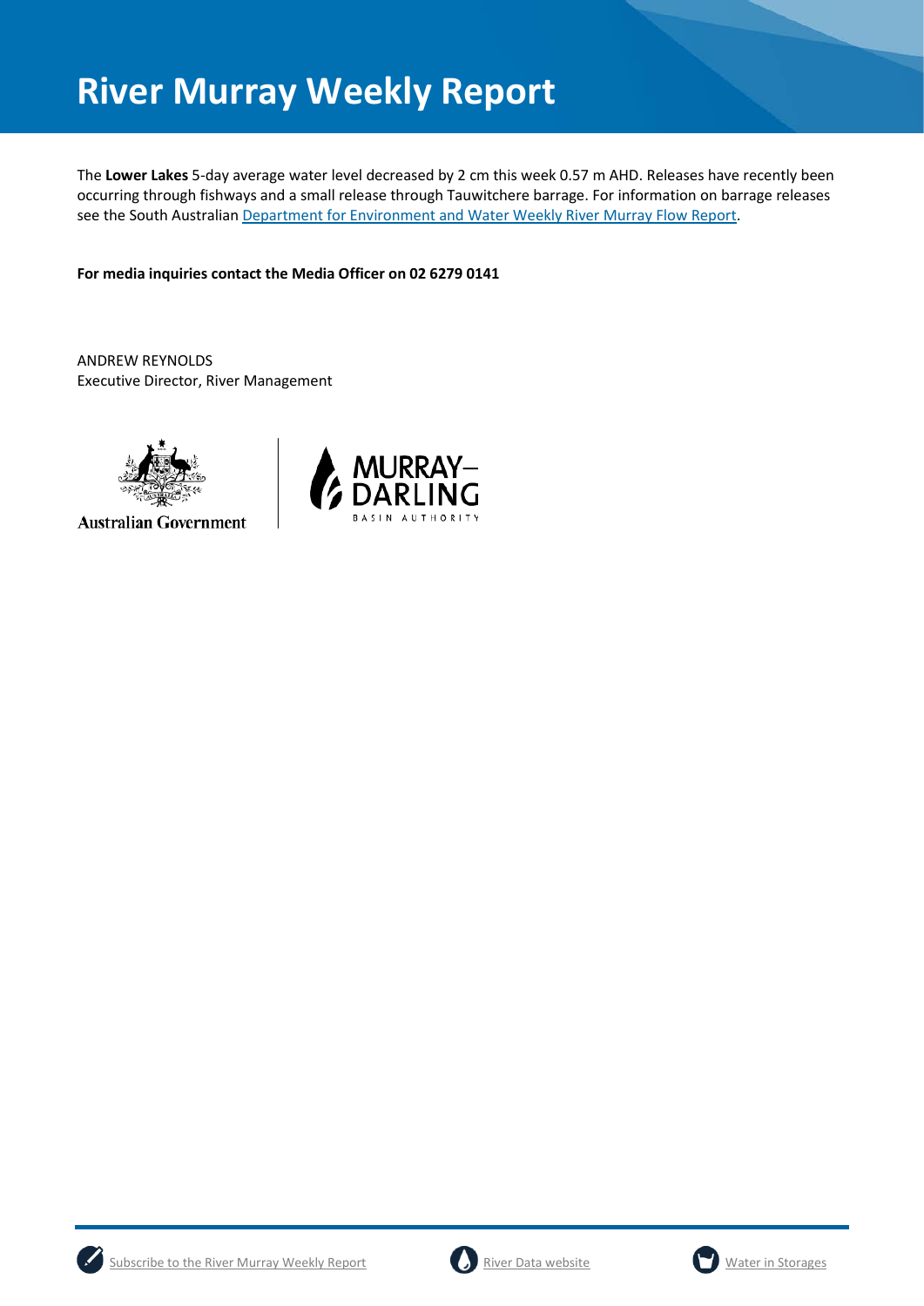# River Murray Weekly Report

The **Lower Lakes** 5-day average water level decreased by 2 cm this week 0.57 m AHD. Releases have recently been occurring through fishways and a small release through Tauwitchere barrage. For information on barrage releases see the South Australian [Department for Environment and Water Weekly River Murray Flow Report](#).

**For media inquiries contact the Media Officer on 02 6279 0141**

ANDREW REYNOLDS
Executive Director, River Management

Australian Government

MURRAY–DARLING BASIN AUTHORITY

[Subscribe to the River Murray Weekly Report](#) [River Data website](#) [Water in Storages](#)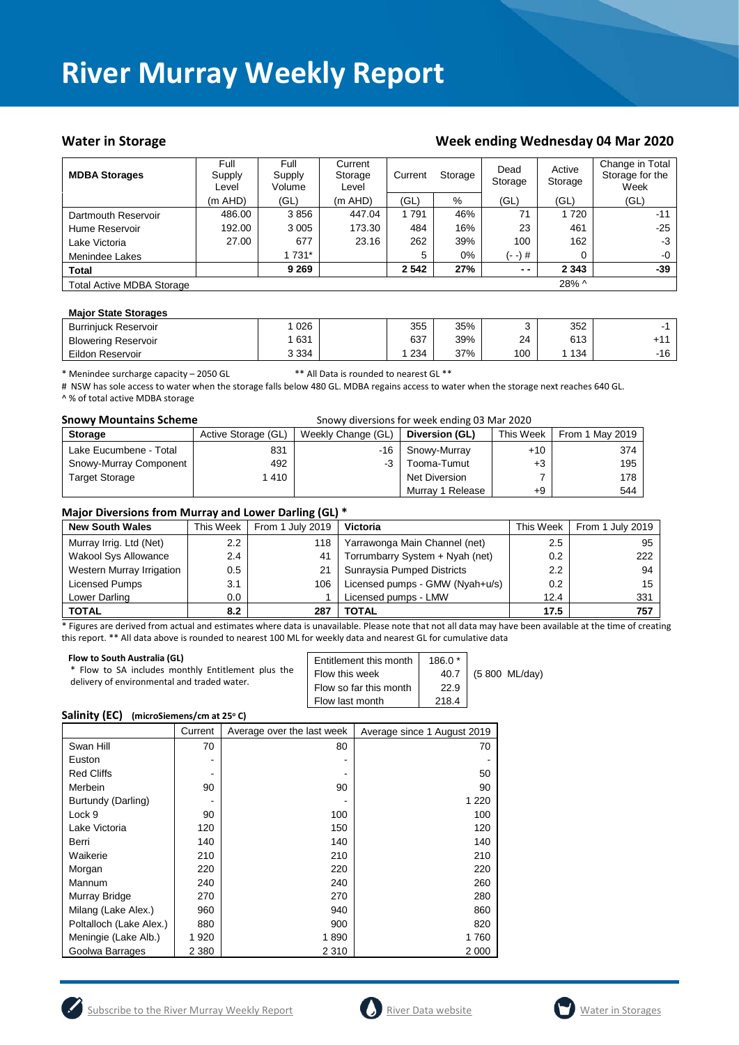# River Murray Weekly Report

## Water in Storage

## Week ending Wednesday 04 Mar 2020

| MDBA Storages | Full Supply Level | Full Supply Volume | Current Storage Level | Current | Storage | Dead Storage | Active Storage | Change in Total Storage for the Week |
|---|---|---|---|---|---|---|---|---|
| | (m AHD) | (GL) | (m AHD) | (GL) | % | (GL) | (GL) | (GL) |
| Dartmouth Reservoir | 486.00 | 3 856 | 447.04 | 1 791 | 46% | 71 | 1 720 | -11 |
| Hume Reservoir | 192.00 | 3 005 | 173.30 | 484 | 16% | 23 | 461 | -25 |
| Lake Victoria | 27.00 | 677 | 23.16 | 262 | 39% | 100 | 162 | -3 |
| Menindee Lakes | | 1 731* | | 5 | 0% | (- -) # | 0 | -0 |
| **Total** | | **9 269** | | **2 542** | **27%** | **- -** | **2 343** | **-39** |
| Total Active MDBA Storage | | | | | | | 28% ^ | |

**Major State Storages**

| | | | | | | | |
|---|---|---|---|---|---|---|---|
| Burrinjuck Reservoir | 1 026 | | 355 | 35% | 3 | 352 | -1 |
| Blowering Reservoir | 1 631 | | 637 | 39% | 24 | 613 | +11 |
| Eildon Reservoir | 3 334 | | 1 234 | 37% | 100 | 1 134 | -16 |

* Menindee surcharge capacity – 2050 GL ** All Data is rounded to nearest GL **

# NSW has sole access to water when the storage falls below 480 GL. MDBA regains access to water when the storage next reaches 640 GL.

^ % of total active MDBA storage

**Snowy Mountains Scheme** Snowy diversions for week ending 03 Mar 2020

| Storage | Active Storage (GL) | Weekly Change (GL) | Diversion (GL) | This Week | From 1 May 2019 |
|---|---|---|---|---|---|
| Lake Eucumbene - Total | 831 | -16 | Snowy-Murray | +10 | 374 |
| Snowy-Murray Component | 492 | -3 | Tooma-Tumut | +3 | 195 |
| Target Storage | 1 410 | | Net Diversion | 7 | 178 |
| | | | Murray 1 Release | +9 | 544 |

**Major Diversions from Murray and Lower Darling (GL) ***

| New South Wales | This Week | From 1 July 2019 | Victoria | This Week | From 1 July 2019 |
|---|---|---|---|---|---|
| Murray Irrig. Ltd (Net) | 2.2 | 118 | Yarrawonga Main Channel (net) | 2.5 | 95 |
| Wakool Sys Allowance | 2.4 | 41 | Torrumbarry System + Nyah (net) | 0.2 | 222 |
| Western Murray Irrigation | 0.5 | 21 | Sunraysia Pumped Districts | 2.2 | 94 |
| Licensed Pumps | 3.1 | 106 | Licensed pumps - GMW (Nyah+u/s) | 0.2 | 15 |
| Lower Darling | 0.0 | 1 | Licensed pumps - LMW | 12.4 | 331 |
| **TOTAL** | **8.2** | **287** | **TOTAL** | **17.5** | **757** |

* Figures are derived from actual and estimates where data is unavailable. Please note that not all data may have been available at the time of creating this report. ** All data above is rounded to nearest 100 ML for weekly data and nearest GL for cumulative data

**Flow to South Australia (GL)**

* Flow to SA includes monthly Entitlement plus the delivery of environmental and traded water.

| | | |
|---|---|---|
| Entitlement this month | 186.0 * | |
| Flow this week | 40.7 | (5 800 ML/day) |
| Flow so far this month | 22.9 | |
| Flow last month | 218.4 | |

**Salinity (EC)** (microSiemens/cm at 25° C)

| | Current | Average over the last week | Average since 1 August 2019 |
|---|---|---|---|
| Swan Hill | 70 | 80 | 70 |
| Euston | - | - | - |
| Red Cliffs | - | - | 50 |
| Merbein | 90 | 90 | 90 |
| Burtundy (Darling) | - | - | 1 220 |
| Lock 9 | 90 | 100 | 100 |
| Lake Victoria | 120 | 150 | 120 |
| Berri | 140 | 140 | 140 |
| Waikerie | 210 | 210 | 210 |
| Morgan | 220 | 220 | 220 |
| Mannum | 240 | 240 | 260 |
| Murray Bridge | 270 | 270 | 280 |
| Milang (Lake Alex.) | 960 | 940 | 860 |
| Poltalloch (Lake Alex.) | 880 | 900 | 820 |
| Meningie (Lake Alb.) | 1 920 | 1 890 | 1 760 |
| Goolwa Barrages | 2 380 | 2 310 | 2 000 |

Subscribe to the River Murray Weekly Report | River Data website | Water in Storages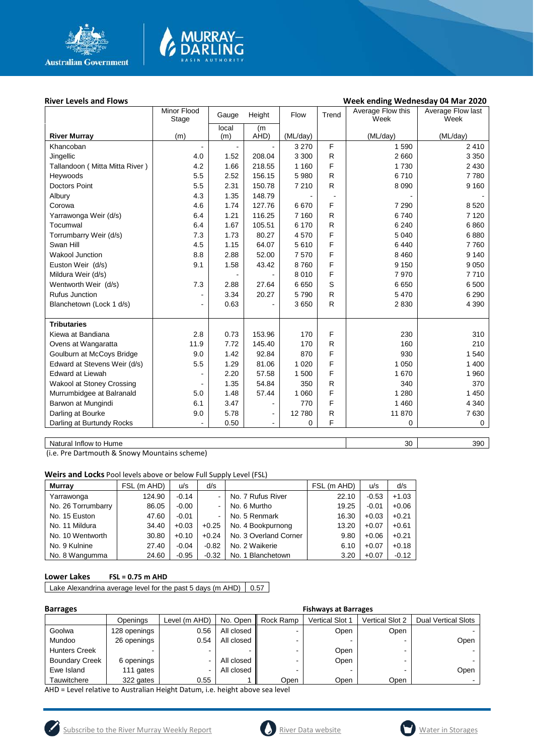## River Levels and Flows

**Week ending Wednesday 04 Mar 2020**

| River Murray | Minor Flood Stage (m) | Gauge local (m) | Height (m AHD) | Flow (ML/day) | Trend | Average Flow this Week (ML/day) | Average Flow last Week (ML/day) |
|---|---|---|---|---|---|---|---|
| Khancoban | - | - | - | 3 270 | F | 1 590 | 2 410 |
| Jingellic | 4.0 | 1.52 | 208.04 | 3 300 | R | 2 660 | 3 350 |
| Tallandoon ( Mitta Mitta River ) | 4.2 | 1.66 | 218.55 | 1 160 | F | 1 730 | 2 430 |
| Heywoods | 5.5 | 2.52 | 156.15 | 5 980 | R | 6 710 | 7 780 |
| Doctors Point | 5.5 | 2.31 | 150.78 | 7 210 | R | 8 090 | 9 160 |
| Albury | 4.3 | 1.35 | 148.79 | - | - | - | - |
| Corowa | 4.6 | 1.74 | 127.76 | 6 670 | F | 7 290 | 8 520 |
| Yarrawonga Weir (d/s) | 6.4 | 1.21 | 116.25 | 7 160 | R | 6 740 | 7 120 |
| Tocumwal | 6.4 | 1.67 | 105.51 | 6 170 | R | 6 240 | 6 860 |
| Torrumbarry Weir (d/s) | 7.3 | 1.73 | 80.27 | 4 570 | F | 5 040 | 6 880 |
| Swan Hill | 4.5 | 1.15 | 64.07 | 5 610 | F | 6 440 | 7 760 |
| Wakool Junction | 8.8 | 2.88 | 52.00 | 7 570 | F | 8 460 | 9 140 |
| Euston Weir (d/s) | 9.1 | 1.58 | 43.42 | 8 760 | F | 9 150 | 9 050 |
| Mildura Weir (d/s) | | - | - | 8 010 | F | 7 970 | 7 710 |
| Wentworth Weir (d/s) | 7.3 | 2.88 | 27.64 | 6 650 | S | 6 650 | 6 500 |
| Rufus Junction | - | 3.34 | 20.27 | 5 790 | R | 5 470 | 6 290 |
| Blanchetown (Lock 1 d/s) | - | 0.63 | - | 3 650 | R | 2 830 | 4 390 |
| **Tributaries** | | | | | | | |
| Kiewa at Bandiana | 2.8 | 0.73 | 153.96 | 170 | F | 230 | 310 |
| Ovens at Wangaratta | 11.9 | 7.72 | 145.40 | 170 | R | 160 | 210 |
| Goulburn at McCoys Bridge | 9.0 | 1.42 | 92.84 | 870 | F | 930 | 1 540 |
| Edward at Stevens Weir (d/s) | 5.5 | 1.29 | 81.06 | 1 020 | F | 1 050 | 1 400 |
| Edward at Liewah | - | 2.20 | 57.58 | 1 500 | F | 1 670 | 1 960 |
| Wakool at Stoney Crossing | - | 1.35 | 54.84 | 350 | R | 340 | 370 |
| Murrumbidgee at Balranald | 5.0 | 1.48 | 57.44 | 1 060 | F | 1 280 | 1 450 |
| Barwon at Mungindi | 6.1 | 3.47 | - | 770 | F | 1 460 | 4 340 |
| Darling at Bourke | 9.0 | 5.78 | - | 12 780 | R | 11 870 | 7 630 |
| Darling at Burtundy Rocks | - | 0.50 | - | 0 | F | 0 | 0 |

| Natural Inflow to Hume | This Week | Last Week |
|---|---|---|
| Natural Inflow to Hume | 30 | 390 |

(i.e. Pre Dartmouth & Snowy Mountains scheme)

**Weirs and Locks** Pool levels above or below Full Supply Level (FSL)

| Murray | FSL (m AHD) | u/s | d/s | | FSL (m AHD) | u/s | d/s |
|---|---|---|---|---|---|---|---|
| Yarrawonga | 124.90 | -0.14 | - | No. 7 Rufus River | 22.10 | -0.53 | +1.03 |
| No. 26 Torrumbarry | 86.05 | -0.00 | - | No. 6 Murtho | 19.25 | -0.01 | +0.06 |
| No. 15 Euston | 47.60 | -0.01 | - | No. 5 Renmark | 16.30 | +0.03 | +0.21 |
| No. 11 Mildura | 34.40 | +0.03 | +0.25 | No. 4 Bookpurnong | 13.20 | +0.07 | +0.61 |
| No. 10 Wentworth | 30.80 | +0.10 | +0.24 | No. 3 Overland Corner | 9.80 | +0.06 | +0.21 |
| No. 9 Kulnine | 27.40 | -0.04 | -0.82 | No. 2 Waikerie | 6.10 | +0.07 | +0.18 |
| No. 8 Wangumma | 24.60 | -0.95 | -0.32 | No. 1 Blanchetown | 3.20 | +0.07 | -0.12 |

**Lower Lakes** **FSL = 0.75 m AHD**

| Lake Alexandrina average level for the past 5 days (m AHD) | 0.57 |
|---|---|

**Barrages** / **Fishways at Barrages**

| | Openings | Level (m AHD) | No. Open | Rock Ramp | Vertical Slot 1 | Vertical Slot 2 | Dual Vertical Slots |
|---|---|---|---|---|---|---|---|
| Goolwa | 128 openings | 0.56 | All closed | - | Open | Open | - |
| Mundoo | 26 openings | 0.54 | All closed | - | - | - | Open |
| Hunters Creek | - | - | - | - | Open | - | - |
| Boundary Creek | 6 openings | - | All closed | - | Open | - | - |
| Ewe Island | 111 gates | - | All closed | - | - | - | Open |
| Tauwitchere | 322 gates | 0.55 | 1 | Open | Open | Open | - |

AHD = Level relative to Australian Height Datum, i.e. height above sea level

Subscribe to the River Murray Weekly Report | River Data website | Water in Storages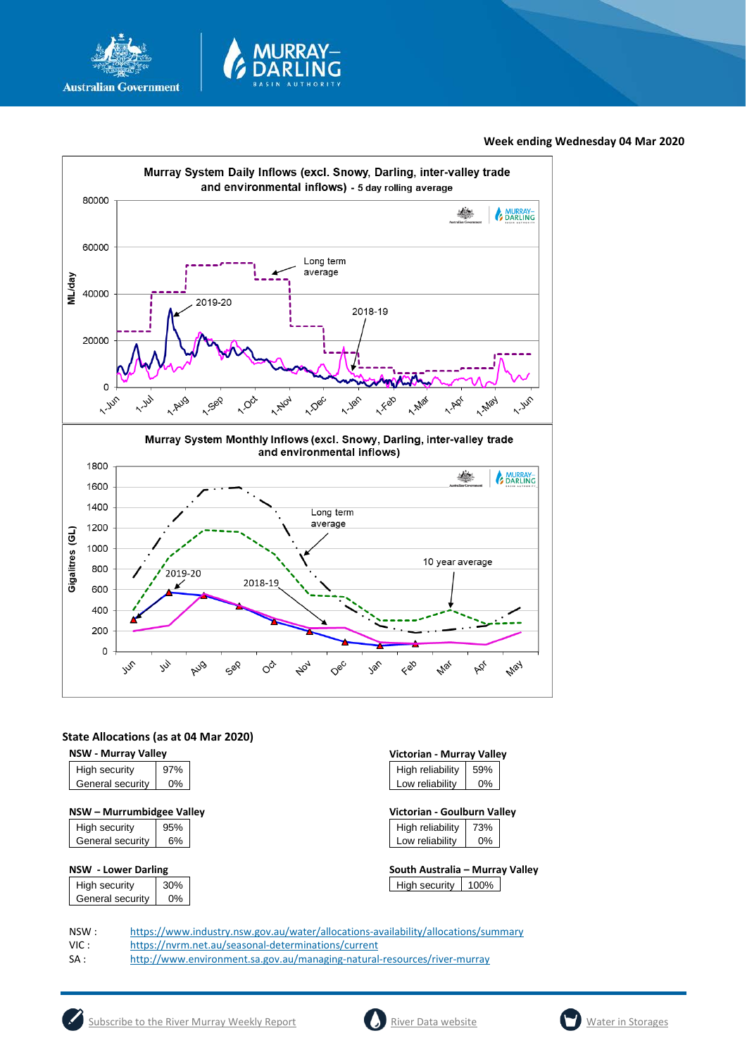**Week ending Wednesday 04 Mar 2020**

Murray System Daily Inflows (excl. Snowy, Darling, inter-valley trade and environmental inflows) - 5 day rolling average

ML/day

80000
60000
40000
20000
0

Long term average
2019-20
2018-19

1-Jun
1-Jul
1-Aug
1-Sep
1-Oct
1-Nov
1-Dec
1-Jan
1-Feb
1-Mar
1-Apr
1-May
1-Jun

Murray System Monthly Inflows (excl. Snowy, Darling, inter-valley trade and environmental inflows)

Gigalitres (GL)

1800
1600
1400
1200
1000
800
600
400
200
0

Long term average
10 year average
2019-20
2018-19

Jun
Jul
Aug
Sep
Oct
Nov
Dec
Jan
Feb
Mar
Apr
May

### State Allocations (as at 04 Mar 2020)

**NSW - Murray Valley**

| | |
|---|---|
| High security | 97% |
| General security | 0% |

**NSW – Murrumbidgee Valley**

| | |
|---|---|
| High security | 95% |
| General security | 6% |

**NSW - Lower Darling**

| | |
|---|---|
| High security | 30% |
| General security | 0% |

**Victorian - Murray Valley**

| | |
|---|---|
| High reliability | 59% |
| Low reliability | 0% |

**Victorian - Goulburn Valley**

| | |
|---|---|
| High reliability | 73% |
| Low reliability | 0% |

**South Australia – Murray Valley**

| | |
|---|---|
| High security | 100% |

NSW : https://www.industry.nsw.gov.au/water/allocations-availability/allocations/summary
VIC : https://nvrm.net.au/seasonal-determinations/current
SA : http://www.environment.sa.gov.au/managing-natural-resources/river-murray

Subscribe to the River Murray Weekly Report | River Data website | Water in Storages